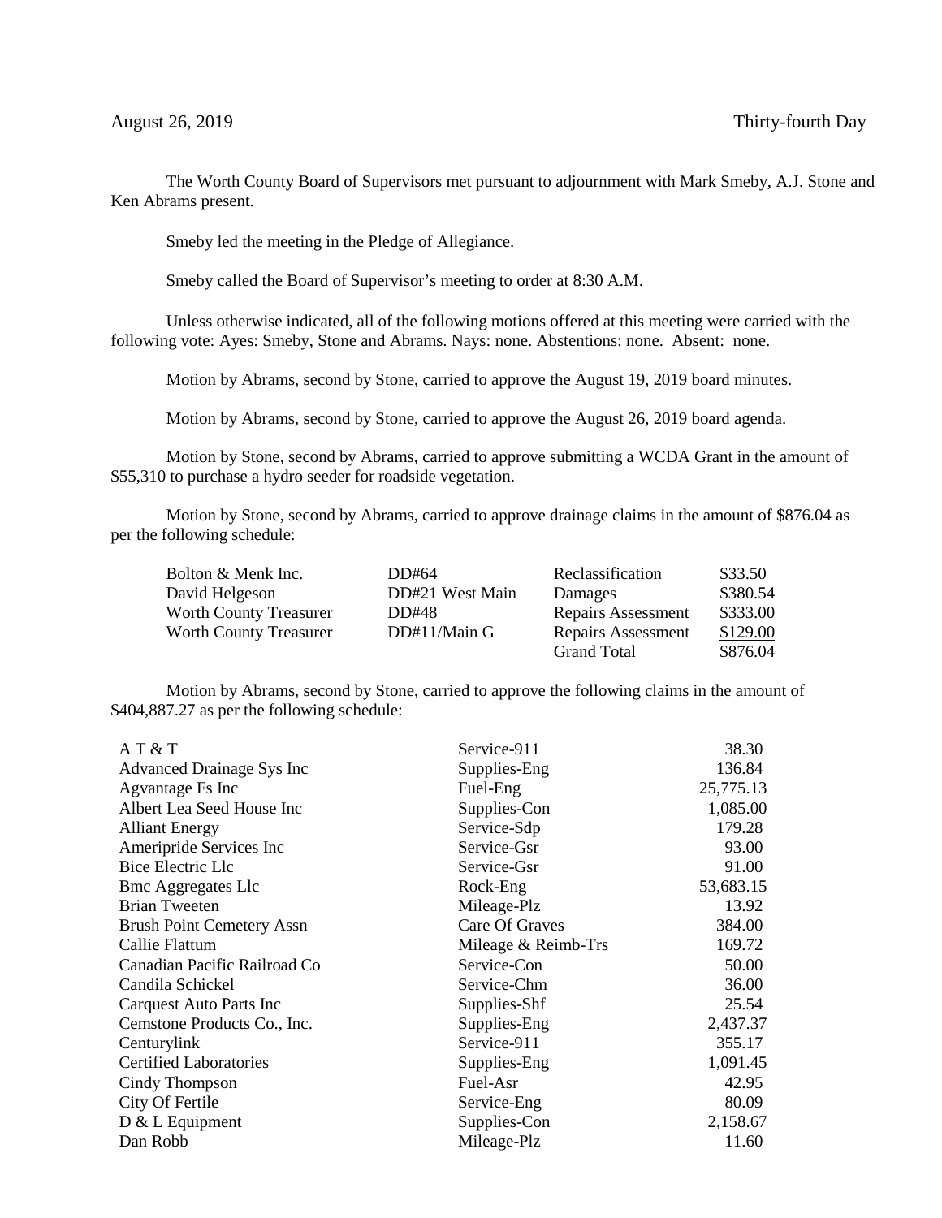August 26, 2019 Thirty-fourth Day

The Worth County Board of Supervisors met pursuant to adjournment with Mark Smeby, A.J. Stone and Ken Abrams present.

Smeby led the meeting in the Pledge of Allegiance.

Smeby called the Board of Supervisor's meeting to order at 8:30 A.M.

Unless otherwise indicated, all of the following motions offered at this meeting were carried with the following vote: Ayes: Smeby, Stone and Abrams. Nays: none. Abstentions: none. Absent: none.

Motion by Abrams, second by Stone, carried to approve the August 19, 2019 board minutes.

Motion by Abrams, second by Stone, carried to approve the August 26, 2019 board agenda.

Motion by Stone, second by Abrams, carried to approve submitting a WCDA Grant in the amount of $55,310 to purchase a hydro seeder for roadside vegetation.

Motion by Stone, second by Abrams, carried to approve drainage claims in the amount of $876.04 as per the following schedule:

| | | | |
|---|---|---|---|
| Bolton & Menk Inc. | DD#64 | Reclassification | $33.50 |
| David Helgeson | DD#21 West Main | Damages | $380.54 |
| Worth County Treasurer | DD#48 | Repairs Assessment | $333.00 |
| Worth County Treasurer | DD#11/Main G | Repairs Assessment | $129.00 |
| | | Grand Total | $876.04 |

Motion by Abrams, second by Stone, carried to approve the following claims in the amount of $404,887.27 as per the following schedule:

| | | |
|---|---|---|
| A T & T | Service-911 | 38.30 |
| Advanced Drainage Sys Inc | Supplies-Eng | 136.84 |
| Agvantage Fs Inc | Fuel-Eng | 25,775.13 |
| Albert Lea Seed House Inc | Supplies-Con | 1,085.00 |
| Alliant Energy | Service-Sdp | 179.28 |
| Ameripride Services Inc | Service-Gsr | 93.00 |
| Bice Electric Llc | Service-Gsr | 91.00 |
| Bmc Aggregates Llc | Rock-Eng | 53,683.15 |
| Brian Tweeten | Mileage-Plz | 13.92 |
| Brush Point Cemetery Assn | Care Of Graves | 384.00 |
| Callie Flattum | Mileage & Reimb-Trs | 169.72 |
| Canadian Pacific Railroad Co | Service-Con | 50.00 |
| Candila Schickel | Service-Chm | 36.00 |
| Carquest Auto Parts Inc | Supplies-Shf | 25.54 |
| Cemstone Products Co., Inc. | Supplies-Eng | 2,437.37 |
| Centurylink | Service-911 | 355.17 |
| Certified Laboratories | Supplies-Eng | 1,091.45 |
| Cindy Thompson | Fuel-Asr | 42.95 |
| City Of Fertile | Service-Eng | 80.09 |
| D & L Equipment | Supplies-Con | 2,158.67 |
| Dan Robb | Mileage-Plz | 11.60 |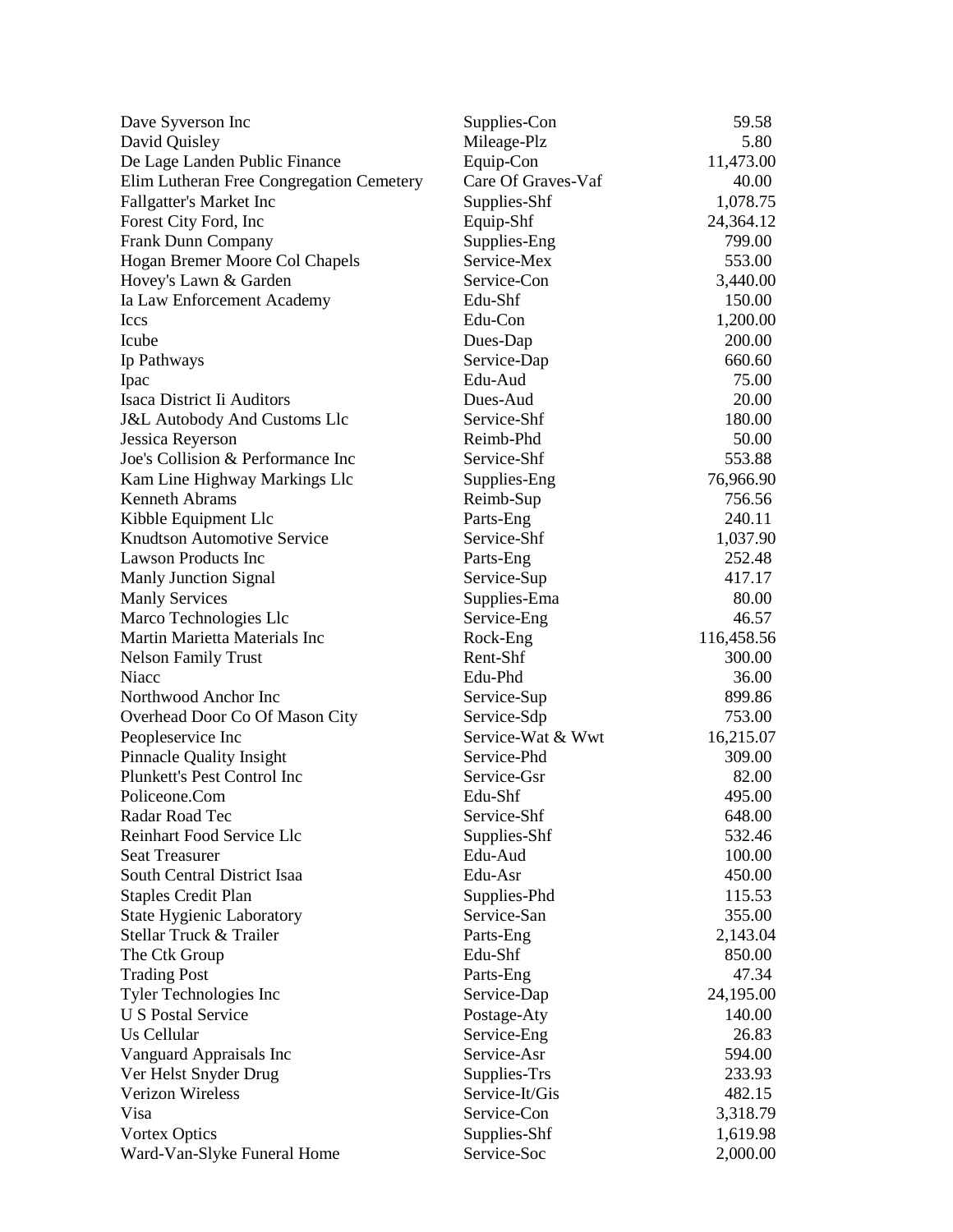| | | |
|---|---|---|
| Dave Syverson Inc | Supplies-Con | 59.58 |
| David Quisley | Mileage-Plz | 5.80 |
| De Lage Landen Public Finance | Equip-Con | 11,473.00 |
| Elim Lutheran Free Congregation Cemetery | Care Of Graves-Vaf | 40.00 |
| Fallgatter's Market Inc | Supplies-Shf | 1,078.75 |
| Forest City Ford, Inc | Equip-Shf | 24,364.12 |
| Frank Dunn Company | Supplies-Eng | 799.00 |
| Hogan Bremer Moore Col Chapels | Service-Mex | 553.00 |
| Hovey's Lawn & Garden | Service-Con | 3,440.00 |
| Ia Law Enforcement Academy | Edu-Shf | 150.00 |
| Iccs | Edu-Con | 1,200.00 |
| Icube | Dues-Dap | 200.00 |
| Ip Pathways | Service-Dap | 660.60 |
| Ipac | Edu-Aud | 75.00 |
| Isaca District Ii Auditors | Dues-Aud | 20.00 |
| J&L Autobody And Customs Llc | Service-Shf | 180.00 |
| Jessica Reyerson | Reimb-Phd | 50.00 |
| Joe's Collision & Performance Inc | Service-Shf | 553.88 |
| Kam Line Highway Markings Llc | Supplies-Eng | 76,966.90 |
| Kenneth Abrams | Reimb-Sup | 756.56 |
| Kibble Equipment Llc | Parts-Eng | 240.11 |
| Knudtson Automotive Service | Service-Shf | 1,037.90 |
| Lawson Products Inc | Parts-Eng | 252.48 |
| Manly Junction Signal | Service-Sup | 417.17 |
| Manly Services | Supplies-Ema | 80.00 |
| Marco Technologies Llc | Service-Eng | 46.57 |
| Martin Marietta Materials Inc | Rock-Eng | 116,458.56 |
| Nelson Family Trust | Rent-Shf | 300.00 |
| Niacc | Edu-Phd | 36.00 |
| Northwood Anchor Inc | Service-Sup | 899.86 |
| Overhead Door Co Of Mason City | Service-Sdp | 753.00 |
| Peopleservice Inc | Service-Wat & Wwt | 16,215.07 |
| Pinnacle Quality Insight | Service-Phd | 309.00 |
| Plunkett's Pest Control Inc | Service-Gsr | 82.00 |
| Policeone.Com | Edu-Shf | 495.00 |
| Radar Road Tec | Service-Shf | 648.00 |
| Reinhart Food Service Llc | Supplies-Shf | 532.46 |
| Seat Treasurer | Edu-Aud | 100.00 |
| South Central District Isaa | Edu-Asr | 450.00 |
| Staples Credit Plan | Supplies-Phd | 115.53 |
| State Hygienic Laboratory | Service-San | 355.00 |
| Stellar Truck & Trailer | Parts-Eng | 2,143.04 |
| The Ctk Group | Edu-Shf | 850.00 |
| Trading Post | Parts-Eng | 47.34 |
| Tyler Technologies Inc | Service-Dap | 24,195.00 |
| U S Postal Service | Postage-Aty | 140.00 |
| Us Cellular | Service-Eng | 26.83 |
| Vanguard Appraisals Inc | Service-Asr | 594.00 |
| Ver Helst Snyder Drug | Supplies-Trs | 233.93 |
| Verizon Wireless | Service-It/Gis | 482.15 |
| Visa | Service-Con | 3,318.79 |
| Vortex Optics | Supplies-Shf | 1,619.98 |
| Ward-Van-Slyke Funeral Home | Service-Soc | 2,000.00 |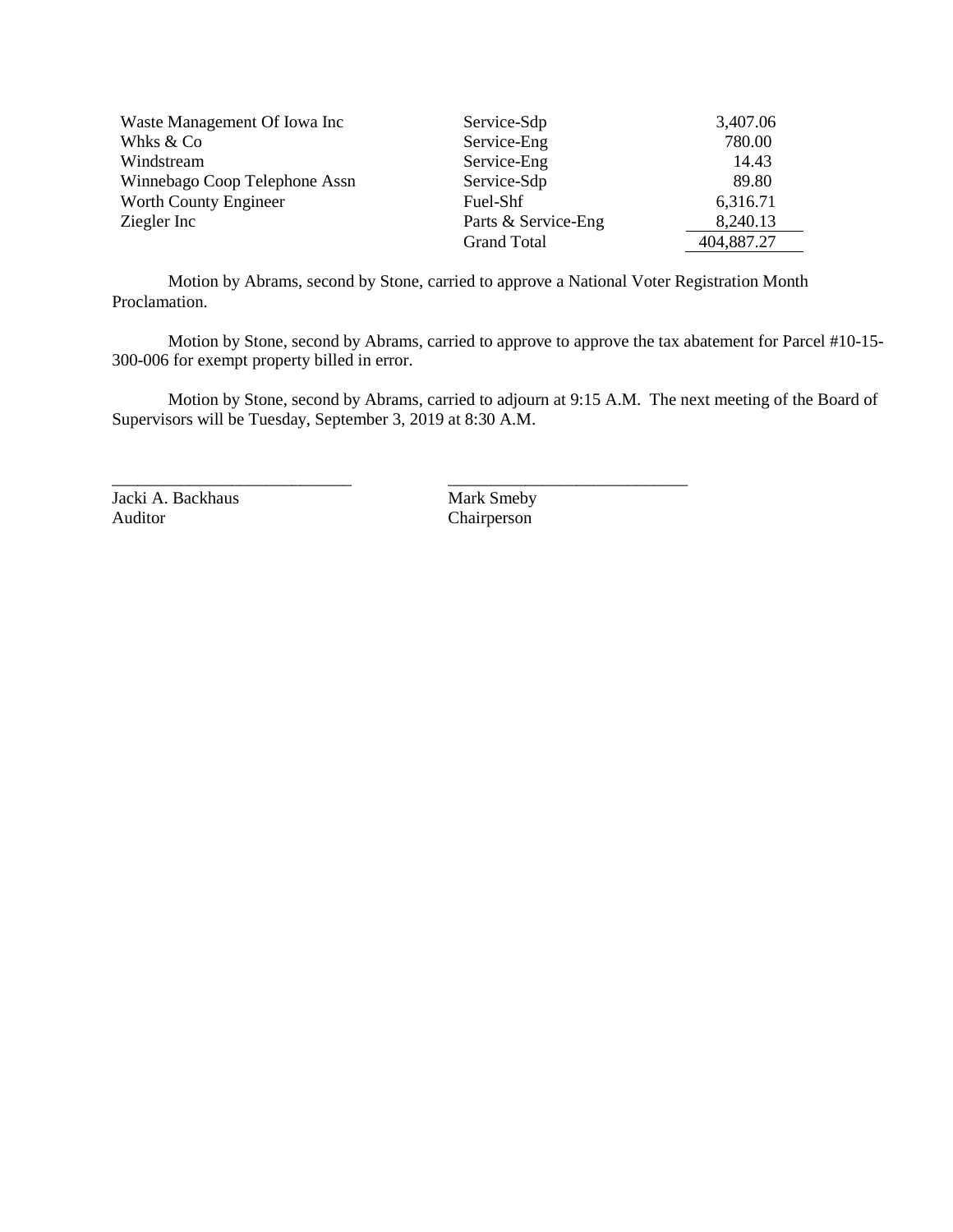| | | |
|---|---|---|
| Waste Management Of Iowa Inc | Service-Sdp | 3,407.06 |
| Whks & Co | Service-Eng | 780.00 |
| Windstream | Service-Eng | 14.43 |
| Winnebago Coop Telephone Assn | Service-Sdp | 89.80 |
| Worth County Engineer | Fuel-Shf | 6,316.71 |
| Ziegler Inc | Parts & Service-Eng | 8,240.13 |
| | Grand Total | 404,887.27 |

Motion by Abrams, second by Stone, carried to approve a National Voter Registration Month Proclamation.

Motion by Stone, second by Abrams, carried to approve to approve the tax abatement for Parcel #10-15-300-006 for exempt property billed in error.

Motion by Stone, second by Abrams, carried to adjourn at 9:15 A.M. The next meeting of the Board of Supervisors will be Tuesday, September 3, 2019 at 8:30 A.M.

____________________________ ____________________________

Jacki A. Backhaus
Auditor

Mark Smeby
Chairperson